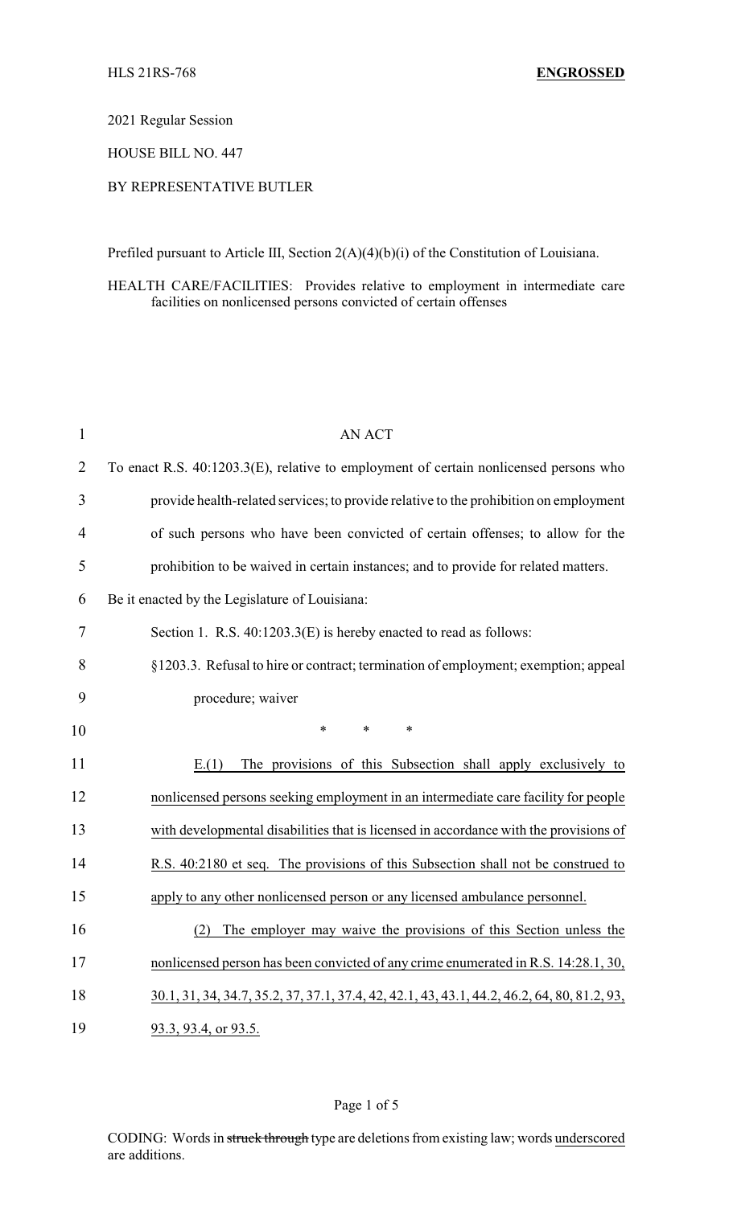HLS 21RS-768 **ENGROSSED**

2021 Regular Session

HOUSE BILL NO. 447

BY REPRESENTATIVE BUTLER

Prefiled pursuant to Article III, Section 2(A)(4)(b)(i) of the Constitution of Louisiana.

HEALTH CARE/FACILITIES: Provides relative to employment in intermediate care facilities on nonlicensed persons convicted of certain offenses

AN ACT

To enact R.S. 40:1203.3(E), relative to employment of certain nonlicensed persons who provide health-related services; to provide relative to the prohibition on employment of such persons who have been convicted of certain offenses; to allow for the prohibition to be waived in certain instances; and to provide for related matters.

Be it enacted by the Legislature of Louisiana:

Section 1. R.S. 40:1203.3(E) is hereby enacted to read as follows:

§1203.3. Refusal to hire or contract; termination of employment; exemption; appeal procedure; waiver

\* \* \*

E.(1) The provisions of this Subsection shall apply exclusively to nonlicensed persons seeking employment in an intermediate care facility for people with developmental disabilities that is licensed in accordance with the provisions of R.S. 40:2180 et seq. The provisions of this Subsection shall not be construed to apply to any other nonlicensed person or any licensed ambulance personnel.

(2) The employer may waive the provisions of this Section unless the nonlicensed person has been convicted of any crime enumerated in R.S. 14:28.1, 30, 30.1, 31, 34, 34.7, 35.2, 37, 37.1, 37.4, 42, 42.1, 43, 43.1, 44.2, 46.2, 64, 80, 81.2, 93, 93.3, 93.4, or 93.5.

CODING: Words in ~~struck through~~ type are deletions from existing law; words underscored are additions.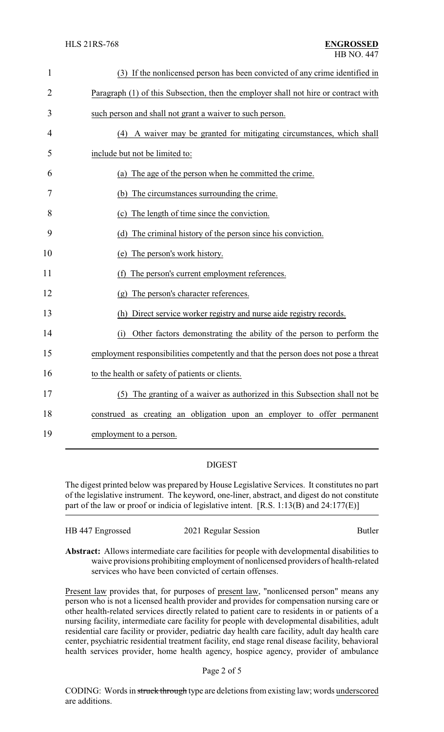(3) If the nonlicensed person has been convicted of any crime identified in Paragraph (1) of this Subsection, then the employer shall not hire or contract with such person and shall not grant a waiver to such person.

(4) A waiver may be granted for mitigating circumstances, which shall include but not be limited to:

(a) The age of the person when he committed the crime.

(b) The circumstances surrounding the crime.

(c) The length of time since the conviction.

(d) The criminal history of the person since his conviction.

(e) The person's work history.

(f) The person's current employment references.

(g) The person's character references.

(h) Direct service worker registry and nurse aide registry records.

(i) Other factors demonstrating the ability of the person to perform the employment responsibilities competently and that the person does not pose a threat to the health or safety of patients or clients.

(5) The granting of a waiver as authorized in this Subsection shall not be construed as creating an obligation upon an employer to offer permanent employment to a person.

## DIGEST

The digest printed below was prepared by House Legislative Services. It constitutes no part of the legislative instrument. The keyword, one-liner, abstract, and digest do not constitute part of the law or proof or indicia of legislative intent. [R.S. 1:13(B) and 24:177(E)]

HB 447 Engrossed 2021 Regular Session Butler

**Abstract:** Allows intermediate care facilities for people with developmental disabilities to waive provisions prohibiting employment of nonlicensed providers of health-related services who have been convicted of certain offenses.

Present law provides that, for purposes of present law, "nonlicensed person" means any person who is not a licensed health provider and provides for compensation nursing care or other health-related services directly related to patient care to residents in or patients of a nursing facility, intermediate care facility for people with developmental disabilities, adult residential care facility or provider, pediatric day health care facility, adult day health care center, psychiatric residential treatment facility, end stage renal disease facility, behavioral health services provider, home health agency, hospice agency, provider of ambulance

CODING: Words in ~~struck through~~ type are deletions from existing law; words underscored are additions.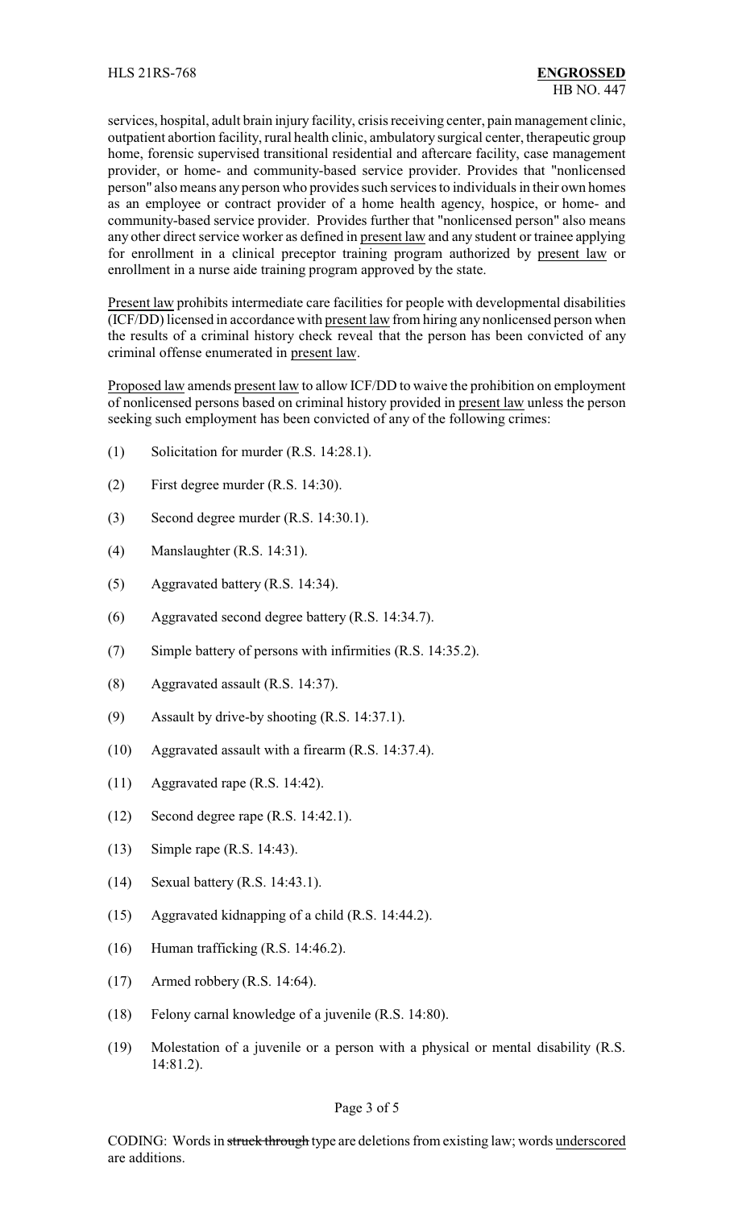services, hospital, adult brain injury facility, crisis receiving center, pain management clinic, outpatient abortion facility, rural health clinic, ambulatory surgical center, therapeutic group home, forensic supervised transitional residential and aftercare facility, case management provider, or home- and community-based service provider. Provides that "nonlicensed person" also means any person who provides such services to individuals in their own homes as an employee or contract provider of a home health agency, hospice, or home- and community-based service provider. Provides further that "nonlicensed person" also means any other direct service worker as defined in present law and any student or trainee applying for enrollment in a clinical preceptor training program authorized by present law or enrollment in a nurse aide training program approved by the state.

Present law prohibits intermediate care facilities for people with developmental disabilities (ICF/DD) licensed in accordance with present law from hiring any nonlicensed person when the results of a criminal history check reveal that the person has been convicted of any criminal offense enumerated in present law.

Proposed law amends present law to allow ICF/DD to waive the prohibition on employment of nonlicensed persons based on criminal history provided in present law unless the person seeking such employment has been convicted of any of the following crimes:

(1) Solicitation for murder (R.S. 14:28.1).

(2) First degree murder (R.S. 14:30).

(3) Second degree murder (R.S. 14:30.1).

(4) Manslaughter (R.S. 14:31).

(5) Aggravated battery (R.S. 14:34).

(6) Aggravated second degree battery (R.S. 14:34.7).

(7) Simple battery of persons with infirmities (R.S. 14:35.2).

(8) Aggravated assault (R.S. 14:37).

(9) Assault by drive-by shooting (R.S. 14:37.1).

(10) Aggravated assault with a firearm (R.S. 14:37.4).

(11) Aggravated rape (R.S. 14:42).

(12) Second degree rape (R.S. 14:42.1).

(13) Simple rape (R.S. 14:43).

(14) Sexual battery (R.S. 14:43.1).

(15) Aggravated kidnapping of a child (R.S. 14:44.2).

(16) Human trafficking (R.S. 14:46.2).

(17) Armed robbery (R.S. 14:64).

(18) Felony carnal knowledge of a juvenile (R.S. 14:80).

(19) Molestation of a juvenile or a person with a physical or mental disability (R.S. 14:81.2).

CODING: Words in ~~struck through~~ type are deletions from existing law; words underscored are additions.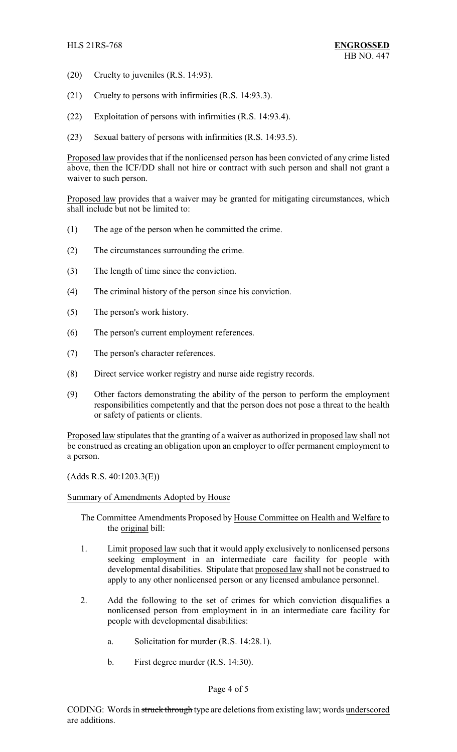(20) Cruelty to juveniles (R.S. 14:93).

(21) Cruelty to persons with infirmities (R.S. 14:93.3).

(22) Exploitation of persons with infirmities (R.S. 14:93.4).

(23) Sexual battery of persons with infirmities (R.S. 14:93.5).

Proposed law provides that if the nonlicensed person has been convicted of any crime listed above, then the ICF/DD shall not hire or contract with such person and shall not grant a waiver to such person.

Proposed law provides that a waiver may be granted for mitigating circumstances, which shall include but not be limited to:

(1) The age of the person when he committed the crime.

(2) The circumstances surrounding the crime.

(3) The length of time since the conviction.

(4) The criminal history of the person since his conviction.

(5) The person's work history.

(6) The person's current employment references.

(7) The person's character references.

(8) Direct service worker registry and nurse aide registry records.

(9) Other factors demonstrating the ability of the person to perform the employment responsibilities competently and that the person does not pose a threat to the health or safety of patients or clients.

Proposed law stipulates that the granting of a waiver as authorized in proposed law shall not be construed as creating an obligation upon an employer to offer permanent employment to a person.

(Adds R.S. 40:1203.3(E))

Summary of Amendments Adopted by House

The Committee Amendments Proposed by House Committee on Health and Welfare to the original bill:

1. Limit proposed law such that it would apply exclusively to nonlicensed persons seeking employment in an intermediate care facility for people with developmental disabilities. Stipulate that proposed law shall not be construed to apply to any other nonlicensed person or any licensed ambulance personnel.

2. Add the following to the set of crimes for which conviction disqualifies a nonlicensed person from employment in in an intermediate care facility for people with developmental disabilities:

   a. Solicitation for murder (R.S. 14:28.1).

   b. First degree murder (R.S. 14:30).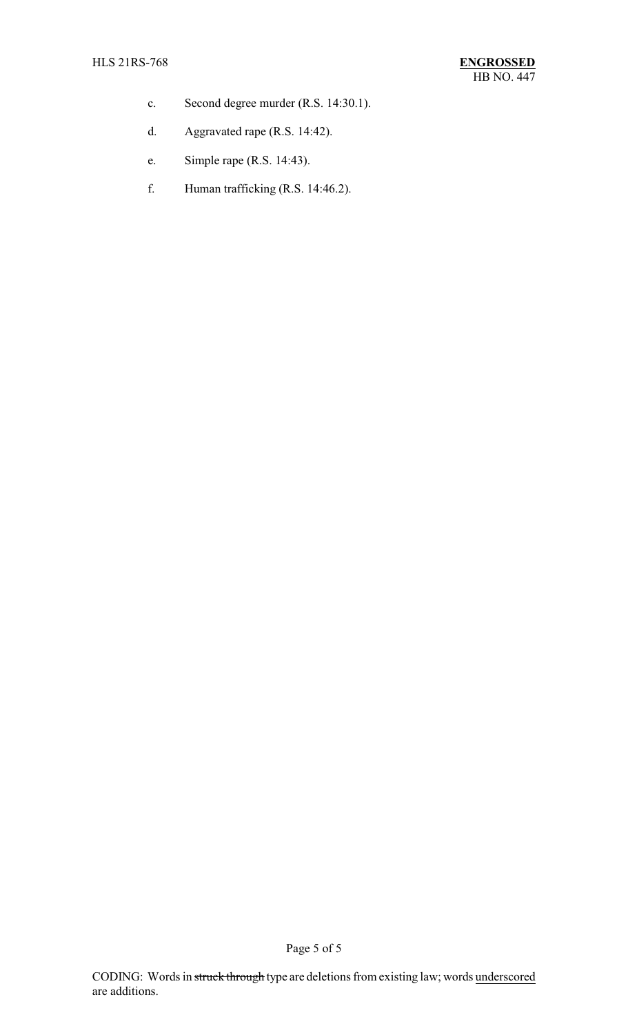c. Second degree murder (R.S. 14:30.1).

d. Aggravated rape (R.S. 14:42).

e. Simple rape (R.S. 14:43).

f. Human trafficking (R.S. 14:46.2).